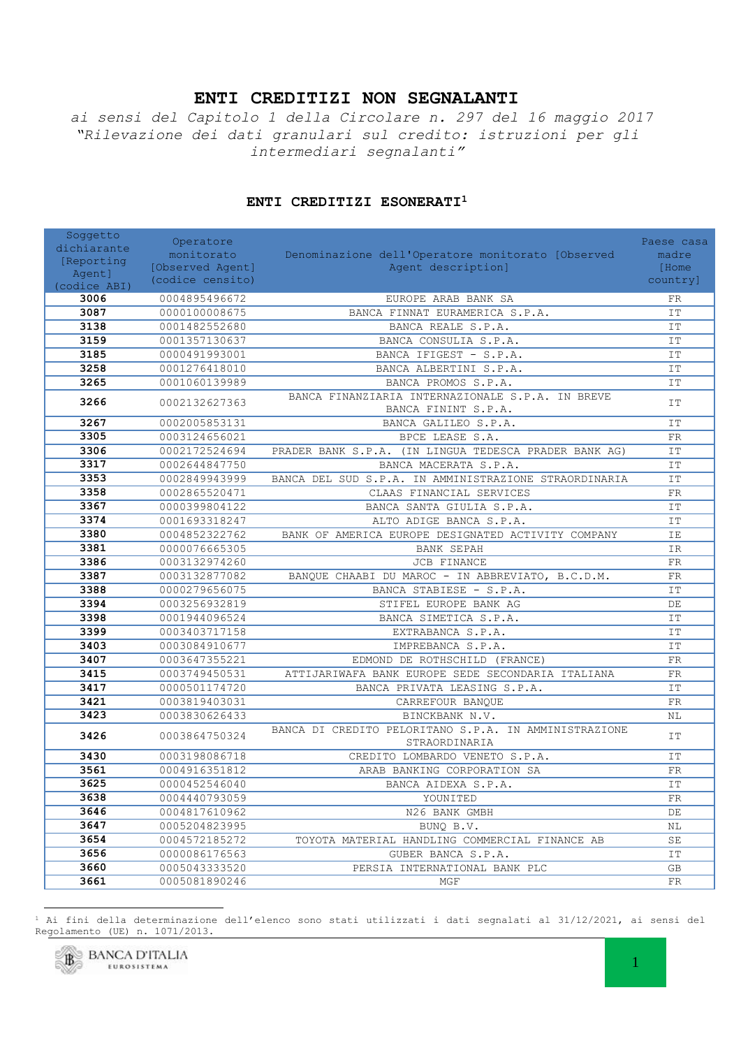# ENTI CREDITIZI NON SEGNALANTI

*ai sensi del Capitolo 1 della Circolare n. 297 del 16 maggio 2017 "Rilevazione dei dati granulari sul credito: istruzioni per gli intermediari segnalanti"*

## ENTI CREDITIZI ESONERATI[1]

| Soggetto dichiarante [Reporting Agent] (codice ABI) | Operatore monitorato [Observed Agent] (codice censito) | Denominazione dell'Operatore monitorato [Observed Agent description] | Paese casa madre [Home country] |
|---|---|---|---|
| **3006** | 0004895496672 | EUROPE ARAB BANK SA | FR |
| **3087** | 0000100008675 | BANCA FINNAT EURAMERICA S.P.A. | IT |
| **3138** | 0001482552680 | BANCA REALE S.P.A. | IT |
| **3159** | 0001357130637 | BANCA CONSULIA S.P.A. | IT |
| **3185** | 0000491993001 | BANCA IFIGEST - S.P.A. | IT |
| **3258** | 0001276418010 | BANCA ALBERTINI S.P.A. | IT |
| **3265** | 0001060139989 | BANCA PROMOS S.P.A. | IT |
| **3266** | 0002132627363 | BANCA FINANZIARIA INTERNAZIONALE S.P.A. IN BREVE BANCA FININT S.P.A. | IT |
| **3267** | 0002005853131 | BANCA GALILEO S.P.A. | IT |
| **3305** | 0003124656021 | BPCE LEASE S.A. | FR |
| **3306** | 0002172524694 | PRADER BANK S.P.A. (IN LINGUA TEDESCA PRADER BANK AG) | IT |
| **3317** | 0002644847750 | BANCA MACERATA S.P.A. | IT |
| **3353** | 0002849943999 | BANCA DEL SUD S.P.A. IN AMMINISTRAZIONE STRAORDINARIA | IT |
| **3358** | 0002865520471 | CLAAS FINANCIAL SERVICES | FR |
| **3367** | 0000399804122 | BANCA SANTA GIULIA S.P.A. | IT |
| **3374** | 0001693318247 | ALTO ADIGE BANCA S.P.A. | IT |
| **3380** | 0004852322762 | BANK OF AMERICA EUROPE DESIGNATED ACTIVITY COMPANY | IE |
| **3381** | 0000076665305 | BANK SEPAH | IR |
| **3386** | 0003132974260 | JCB FINANCE | FR |
| **3387** | 0003132877082 | BANQUE CHAABI DU MAROC - IN ABBREVIATO, B.C.D.M. | FR |
| **3388** | 0000279656075 | BANCA STABIESE - S.P.A. | IT |
| **3394** | 0003256932819 | STIFEL EUROPE BANK AG | DE |
| **3398** | 0001944096524 | BANCA SIMETICA S.P.A. | IT |
| **3399** | 0003403717158 | EXTRABANCA S.P.A. | IT |
| **3403** | 0003084910677 | IMPREBANCA S.P.A. | IT |
| **3407** | 0003647355221 | EDMOND DE ROTHSCHILD (FRANCE) | FR |
| **3415** | 0003749450531 | ATTIJARIWAFA BANK EUROPE SEDE SECONDARIA ITALIANA | FR |
| **3417** | 0000501174720 | BANCA PRIVATA LEASING S.P.A. | IT |
| **3421** | 0003819403031 | CARREFOUR BANQUE | FR |
| **3423** | 0003830626433 | BINCKBANK N.V. | NL |
| **3426** | 0003864750324 | BANCA DI CREDITO PELORITANO S.P.A. IN AMMINISTRAZIONE STRAORDINARIA | IT |
| **3430** | 0003198086718 | CREDITO LOMBARDO VENETO S.P.A. | IT |
| **3561** | 0004916351812 | ARAB BANKING CORPORATION SA | FR |
| **3625** | 0000452546040 | BANCA AIDEXA S.P.A. | IT |
| **3638** | 0004440793059 | YOUNITED | FR |
| **3646** | 0004817610962 | N26 BANK GMBH | DE |
| **3647** | 0005204823995 | BUNQ B.V. | NL |
| **3654** | 0004572185272 | TOYOTA MATERIAL HANDLING COMMERCIAL FINANCE AB | SE |
| **3656** | 0000086176563 | GUBER BANCA S.P.A. | IT |
| **3660** | 0005043333520 | PERSIA INTERNATIONAL BANK PLC | GB |
| **3661** | 0005081890246 | MGF | FR |

[1] Ai fini della determinazione dell'elenco sono stati utilizzati i dati segnalati al 31/12/2021, ai sensi del Regolamento (UE) n. 1071/2013.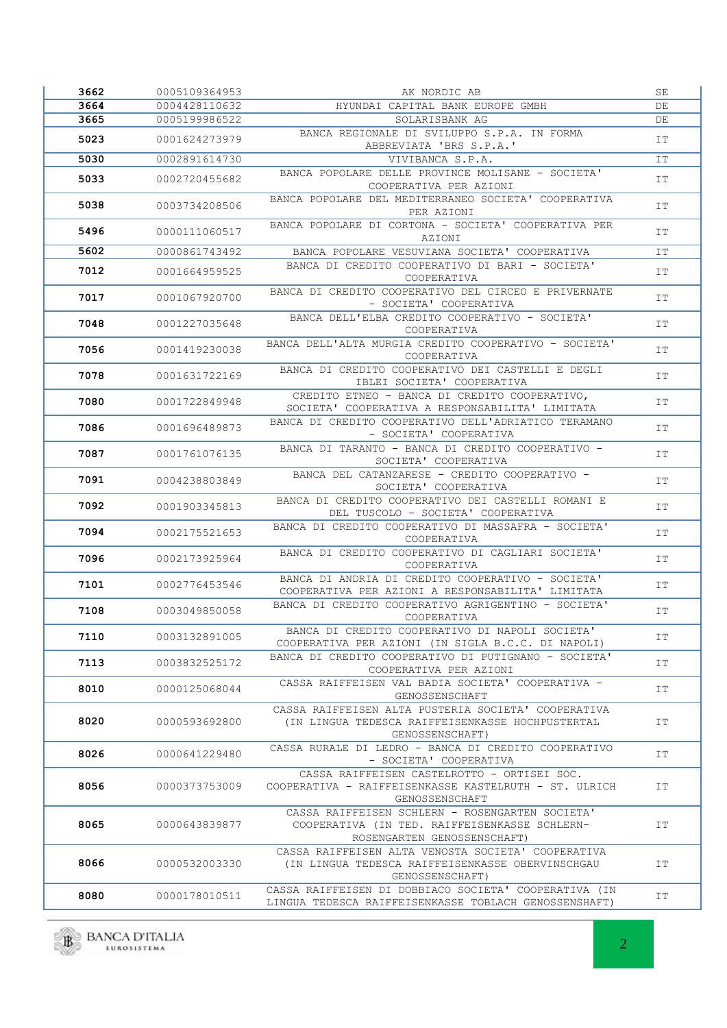| | | | |
|---|---|---|---|
| 3662 | 0005109364953 | AK NORDIC AB | SE |
| 3664 | 0004428110632 | HYUNDAI CAPITAL BANK EUROPE GMBH | DE |
| 3665 | 0005199986522 | SOLARISBANK AG | DE |
| 5023 | 0001624273979 | BANCA REGIONALE DI SVILUPPO S.P.A. IN FORMA ABBREVIATA 'BRS S.P.A.' | IT |
| 5030 | 0002891614730 | VIVIBANCA S.P.A. | IT |
| 5033 | 0002720455682 | BANCA POPOLARE DELLE PROVINCE MOLISANE - SOCIETA' COOPERATIVA PER AZIONI | IT |
| 5038 | 0003734208506 | BANCA POPOLARE DEL MEDITERRANEO SOCIETA' COOPERATIVA PER AZIONI | IT |
| 5496 | 0000111060517 | BANCA POPOLARE DI CORTONA - SOCIETA' COOPERATIVA PER AZIONI | IT |
| 5602 | 0000861743492 | BANCA POPOLARE VESUVIANA SOCIETA' COOPERATIVA | IT |
| 7012 | 0001664959525 | BANCA DI CREDITO COOPERATIVO DI BARI - SOCIETA' COOPERATIVA | IT |
| 7017 | 0001067920700 | BANCA DI CREDITO COOPERATIVO DEL CIRCEO E PRIVERNATE - SOCIETA' COOPERATIVA | IT |
| 7048 | 0001227035648 | BANCA DELL'ELBA CREDITO COOPERATIVO - SOCIETA' COOPERATIVA | IT |
| 7056 | 0001419230038 | BANCA DELL'ALTA MURGIA CREDITO COOPERATIVO - SOCIETA' COOPERATIVA | IT |
| 7078 | 0001631722169 | BANCA DI CREDITO COOPERATIVO DEI CASTELLI E DEGLI IBLEI SOCIETA' COOPERATIVA | IT |
| 7080 | 0001722849948 | CREDITO ETNEO - BANCA DI CREDITO COOPERATIVO, SOCIETA' COOPERATIVA A RESPONSABILITA' LIMITATA | IT |
| 7086 | 0001696489873 | BANCA DI CREDITO COOPERATIVO DELL'ADRIATICO TERAMANO - SOCIETA' COOPERATIVA | IT |
| 7087 | 0001761076135 | BANCA DI TARANTO - BANCA DI CREDITO COOPERATIVO - SOCIETA' COOPERATIVA | IT |
| 7091 | 0004238803849 | BANCA DEL CATANZARESE - CREDITO COOPERATIVO - SOCIETA' COOPERATIVA | IT |
| 7092 | 0001903345813 | BANCA DI CREDITO COOPERATIVO DEI CASTELLI ROMANI E DEL TUSCOLO - SOCIETA' COOPERATIVA | IT |
| 7094 | 0002175521653 | BANCA DI CREDITO COOPERATIVO DI MASSAFRA - SOCIETA' COOPERATIVA | IT |
| 7096 | 0002173925964 | BANCA DI CREDITO COOPERATIVO DI CAGLIARI SOCIETA' COOPERATIVA | IT |
| 7101 | 0002776453546 | BANCA DI ANDRIA DI CREDITO COOPERATIVO - SOCIETA' COOPERATIVA PER AZIONI A RESPONSABILITA' LIMITATA | IT |
| 7108 | 0003049850058 | BANCA DI CREDITO COOPERATIVO AGRIGENTINO - SOCIETA' COOPERATIVA | IT |
| 7110 | 0003132891005 | BANCA DI CREDITO COOPERATIVO DI NAPOLI SOCIETA' COOPERATIVA PER AZIONI (IN SIGLA B.C.C. DI NAPOLI) | IT |
| 7113 | 0003832525172 | BANCA DI CREDITO COOPERATIVO DI PUTIGNANO - SOCIETA' COOPERATIVA PER AZIONI | IT |
| 8010 | 0000125068044 | CASSA RAIFFEISEN VAL BADIA SOCIETA' COOPERATIVA - GENOSSENSCHAFT | IT |
| 8020 | 0000593692800 | CASSA RAIFFEISEN ALTA PUSTERIA SOCIETA' COOPERATIVA (IN LINGUA TEDESCA RAIFFEISENKASSE HOCHPUSTERTAL GENOSSENSCHAFT) | IT |
| 8026 | 0000641229480 | CASSA RURALE DI LEDRO - BANCA DI CREDITO COOPERATIVO - SOCIETA' COOPERATIVA | IT |
| 8056 | 0000373753009 | CASSA RAIFFEISEN CASTELROTTO - ORTISEI SOC. COOPERATIVA - RAIFFEISENKASSE KASTELRUTH - ST. ULRICH GENOSSENSCHAFT | IT |
| 8065 | 0000643839877 | CASSA RAIFFEISEN SCHLERN - ROSENGARTEN SOCIETA' COOPERATIVA (IN TED. RAIFFEISENKASSE SCHLERN-ROSENGARTEN GENOSSENSCHAFT) | IT |
| 8066 | 0000532003330 | CASSA RAIFFEISEN ALTA VENOSTA SOCIETA' COOPERATIVA (IN LINGUA TEDESCA RAIFFEISENKASSE OBERVINSCHGAU GENOSSENSCHAFT) | IT |
| 8080 | 0000178010511 | CASSA RAIFFEISEN DI DOBBIACO SOCIETA' COOPERATIVA (IN LINGUA TEDESCA RAIFFEISENKASSE TOBLACH GENOSSENSHAFT) | IT |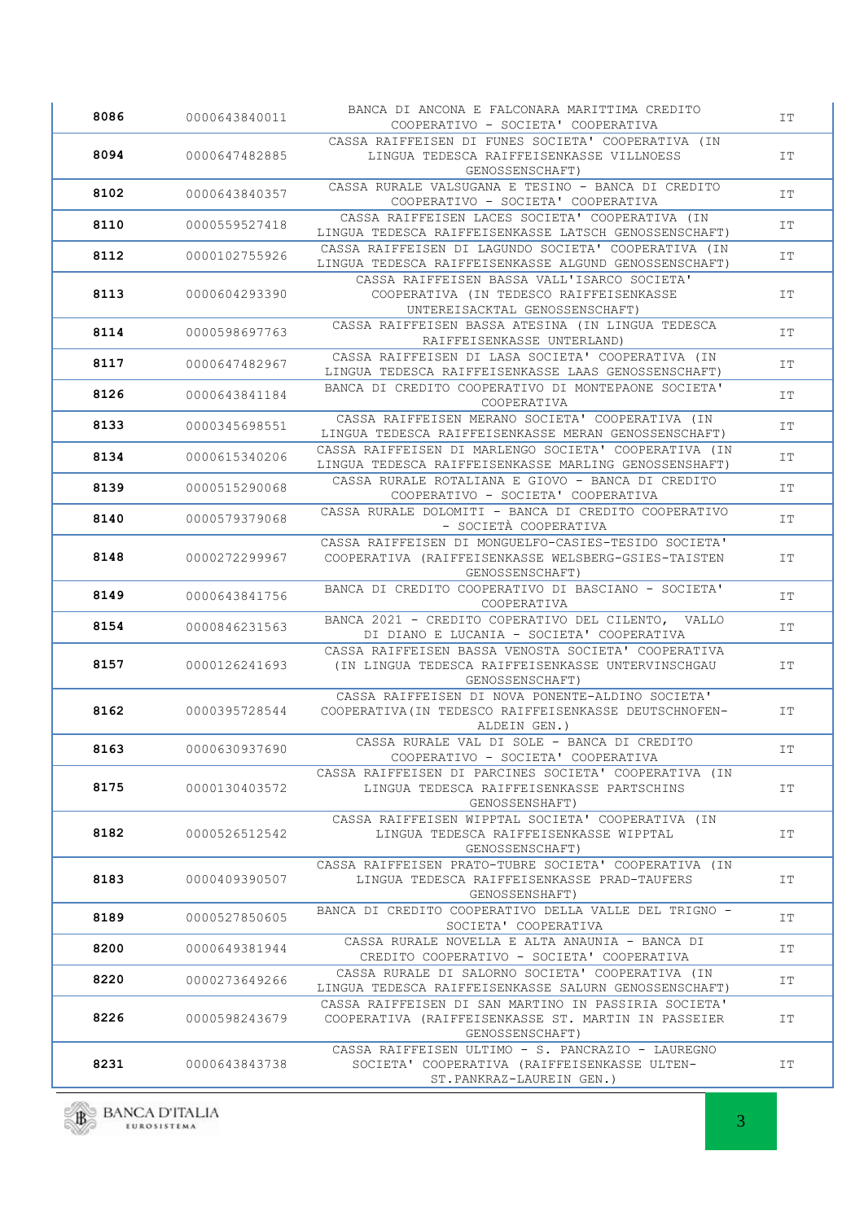| | | | |
|---|---|---|---|
| **8086** | 0000643840011 | BANCA DI ANCONA E FALCONARA MARITTIMA CREDITO COOPERATIVO - SOCIETA' COOPERATIVA | IT |
| **8094** | 0000647482885 | CASSA RAIFFEISEN DI FUNES SOCIETA' COOPERATIVA (IN LINGUA TEDESCA RAIFFEISENKASSE VILLNOESS GENOSSENSCHAFT) | IT |
| **8102** | 0000643840357 | CASSA RURALE VALSUGANA E TESINO - BANCA DI CREDITO COOPERATIVO - SOCIETA' COOPERATIVA | IT |
| **8110** | 0000559527418 | CASSA RAIFFEISEN LACES SOCIETA' COOPERATIVA (IN LINGUA TEDESCA RAIFFEISENKASSE LATSCH GENOSSENSCHAFT) | IT |
| **8112** | 0000102755926 | CASSA RAIFFEISEN DI LAGUNDO SOCIETA' COOPERATIVA (IN LINGUA TEDESCA RAIFFEISENKASSE ALGUND GENOSSENSCHAFT) | IT |
| **8113** | 0000604293390 | CASSA RAIFFEISEN BASSA VALL'ISARCO SOCIETA' COOPERATIVA (IN TEDESCO RAIFFEISENKASSE UNTEREISACKTAL GENOSSENSCHAFT) | IT |
| **8114** | 0000598697763 | CASSA RAIFFEISEN BASSA ATESINA (IN LINGUA TEDESCA RAIFFEISENKASSE UNTERLAND) | IT |
| **8117** | 0000647482967 | CASSA RAIFFEISEN DI LASA SOCIETA' COOPERATIVA (IN LINGUA TEDESCA RAIFFEISENKASSE LAAS GENOSSENSCHAFT) | IT |
| **8126** | 0000643841184 | BANCA DI CREDITO COOPERATIVO DI MONTEPAONE SOCIETA' COOPERATIVA | IT |
| **8133** | 0000345698551 | CASSA RAIFFEISEN MERANO SOCIETA' COOPERATIVA (IN LINGUA TEDESCA RAIFFEISENKASSE MERAN GENOSSENSCHAFT) | IT |
| **8134** | 0000615340206 | CASSA RAIFFEISEN DI MARLENGO SOCIETA' COOPERATIVA (IN LINGUA TEDESCA RAIFFEISENKASSE MARLING GENOSSENSHAFT) | IT |
| **8139** | 0000515290068 | CASSA RURALE ROTALIANA E GIOVO - BANCA DI CREDITO COOPERATIVO - SOCIETA' COOPERATIVA | IT |
| **8140** | 0000579379068 | CASSA RURALE DOLOMITI - BANCA DI CREDITO COOPERATIVO - SOCIETÀ COOPERATIVA | IT |
| **8148** | 0000272299967 | CASSA RAIFFEISEN DI MONGUELFO-CASIES-TESIDO SOCIETA' COOPERATIVA (RAIFFEISENKASSE WELSBERG-GSIES-TAISTEN GENOSSENSCHAFT) | IT |
| **8149** | 0000643841756 | BANCA DI CREDITO COOPERATIVO DI BASCIANO - SOCIETA' COOPERATIVA | IT |
| **8154** | 0000846231563 | BANCA 2021 - CREDITO COPERATIVO DEL CILENTO, VALLO DI DIANO E LUCANIA - SOCIETA' COOPERATIVA | IT |
| **8157** | 0000126241693 | CASSA RAIFFEISEN BASSA VENOSTA SOCIETA' COOPERATIVA (IN LINGUA TEDESCA RAIFFEISENKASSE UNTERVINSCHGAU GENOSSENSCHAFT) | IT |
| **8162** | 0000395728544 | CASSA RAIFFEISEN DI NOVA PONENTE-ALDINO SOCIETA' COOPERATIVA(IN TEDESCO RAIFFEISENKASSE DEUTSCHNOFEN-ALDEIN GEN.) | IT |
| **8163** | 0000630937690 | CASSA RURALE VAL DI SOLE - BANCA DI CREDITO COOPERATIVO - SOCIETA' COOPERATIVA | IT |
| **8175** | 0000130403572 | CASSA RAIFFEISEN DI PARCINES SOCIETA' COOPERATIVA (IN LINGUA TEDESCA RAIFFEISENKASSE PARTSCHINS GENOSSENSHAFT) | IT |
| **8182** | 0000526512542 | CASSA RAIFFEISEN WIPPTAL SOCIETA' COOPERATIVA (IN LINGUA TEDESCA RAIFFEISENKASSE WIPPTAL GENOSSENSCHAFT) | IT |
| **8183** | 0000409390507 | CASSA RAIFFEISEN PRATO-TUBRE SOCIETA' COOPERATIVA (IN LINGUA TEDESCA RAIFFEISENKASSE PRAD-TAUFERS GENOSSENSHAFT) | IT |
| **8189** | 0000527850605 | BANCA DI CREDITO COOPERATIVO DELLA VALLE DEL TRIGNO - SOCIETA' COOPERATIVA | IT |
| **8200** | 0000649381944 | CASSA RURALE NOVELLA E ALTA ANAUNIA - BANCA DI CREDITO COOPERATIVO - SOCIETA' COOPERATIVA | IT |
| **8220** | 0000273649266 | CASSA RURALE DI SALORNO SOCIETA' COOPERATIVA (IN LINGUA TEDESCA RAIFFEISENKASSE SALURN GENOSSENSCHAFT) | IT |
| **8226** | 0000598243679 | CASSA RAIFFEISEN DI SAN MARTINO IN PASSIRIA SOCIETA' COOPERATIVA (RAIFFEISENKASSE ST. MARTIN IN PASSEIER GENOSSENSCHAFT) | IT |
| **8231** | 0000643843738 | CASSA RAIFFEISEN ULTIMO - S. PANCRAZIO - LAUREGNO SOCIETA' COOPERATIVA (RAIFFEISENKASSE ULTEN-ST.PANKRAZ-LAUREIN GEN.) | IT |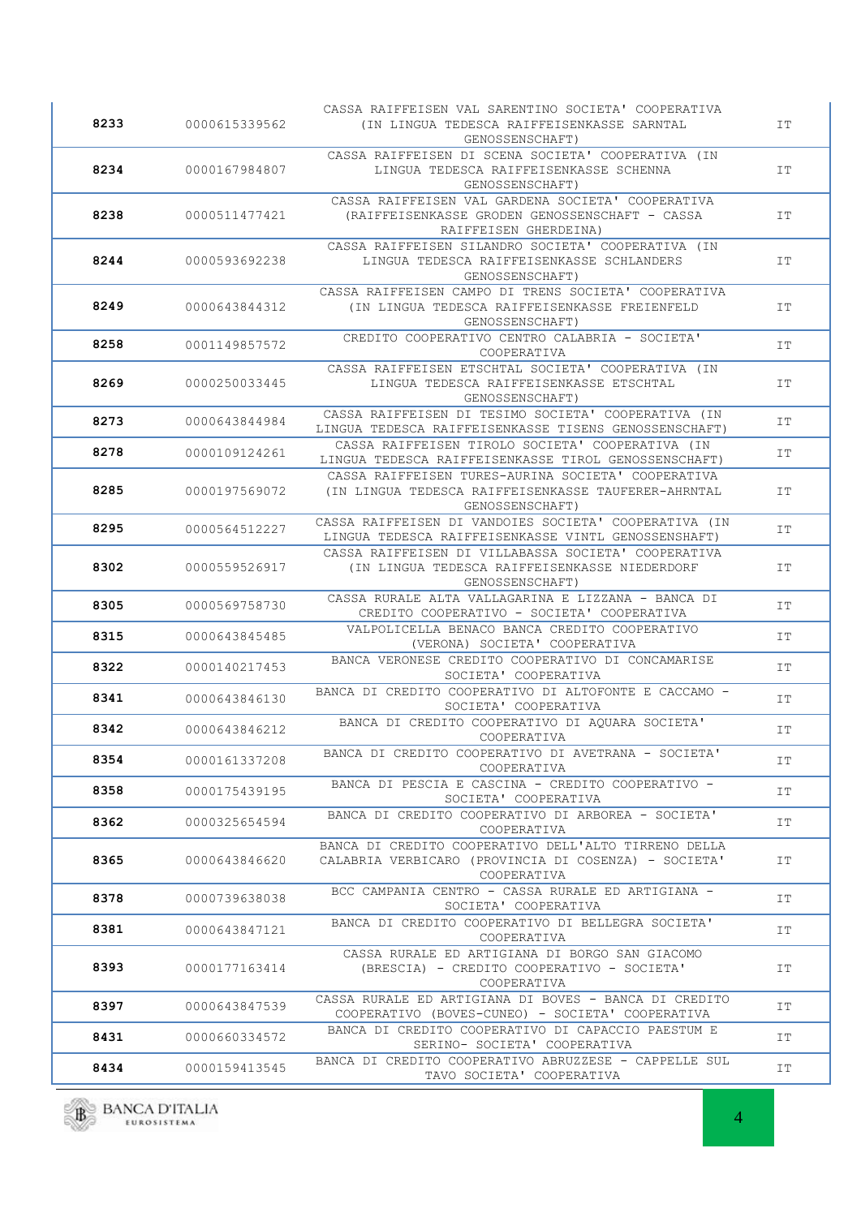| | | | |
|---|---|---|---|
| **8233** | 0000615339562 | CASSA RAIFFEISEN VAL SARENTINO SOCIETA' COOPERATIVA (IN LINGUA TEDESCA RAIFFEISENKASSE SARNTAL GENOSSENSCHAFT) | IT |
| **8234** | 0000167984807 | CASSA RAIFFEISEN DI SCENA SOCIETA' COOPERATIVA (IN LINGUA TEDESCA RAIFFEISENKASSE SCHENNA GENOSSENSCHAFT) | IT |
| **8238** | 0000511477421 | CASSA RAIFFEISEN VAL GARDENA SOCIETA' COOPERATIVA (RAIFFEISENKASSE GRODEN GENOSSENSCHAFT - CASSA RAIFFEISEN GHERDEINA) | IT |
| **8244** | 0000593692238 | CASSA RAIFFEISEN SILANDRO SOCIETA' COOPERATIVA (IN LINGUA TEDESCA RAIFFEISENKASSE SCHLANDERS GENOSSENSCHAFT) | IT |
| **8249** | 0000643844312 | CASSA RAIFFEISEN CAMPO DI TRENS SOCIETA' COOPERATIVA (IN LINGUA TEDESCA RAIFFEISENKASSE FREIENFELD GENOSSENSCHAFT) | IT |
| **8258** | 0001149857572 | CREDITO COOPERATIVO CENTRO CALABRIA - SOCIETA' COOPERATIVA | IT |
| **8269** | 0000250033445 | CASSA RAIFFEISEN ETSCHTAL SOCIETA' COOPERATIVA (IN LINGUA TEDESCA RAIFFEISENKASSE ETSCHTAL GENOSSENSCHAFT) | IT |
| **8273** | 0000643844984 | CASSA RAIFFEISEN DI TESIMO SOCIETA' COOPERATIVA (IN LINGUA TEDESCA RAIFFEISENKASSE TISENS GENOSSENSCHAFT) | IT |
| **8278** | 0000109124261 | CASSA RAIFFEISEN TIROLO SOCIETA' COOPERATIVA (IN LINGUA TEDESCA RAIFFEISENKASSE TIROL GENOSSENSCHAFT) | IT |
| **8285** | 0000197569072 | CASSA RAIFFEISEN TURES-AURINA SOCIETA' COOPERATIVA (IN LINGUA TEDESCA RAIFFEISENKASSE TAUFERER-AHRNTAL GENOSSENSCHAFT) | IT |
| **8295** | 0000564512227 | CASSA RAIFFEISEN DI VANDOIES SOCIETA' COOPERATIVA (IN LINGUA TEDESCA RAIFFEISENKASSE VINTL GENOSSENSHAFT) | IT |
| **8302** | 0000559526917 | CASSA RAIFFEISEN DI VILLABASSA SOCIETA' COOPERATIVA (IN LINGUA TEDESCA RAIFFEISENKASSE NIEDERDORF GENOSSENSCHAFT) | IT |
| **8305** | 0000569758730 | CASSA RURALE ALTA VALLAGARINA E LIZZANA - BANCA DI CREDITO COOPERATIVO - SOCIETA' COOPERATIVA | IT |
| **8315** | 0000643845485 | VALPOLICELLA BENACO BANCA CREDITO COOPERATIVO (VERONA) SOCIETA' COOPERATIVA | IT |
| **8322** | 0000140217453 | BANCA VERONESE CREDITO COOPERATIVO DI CONCAMARISE SOCIETA' COOPERATIVA | IT |
| **8341** | 0000643846130 | BANCA DI CREDITO COOPERATIVO DI ALTOFONTE E CACCAMO - SOCIETA' COOPERATIVA | IT |
| **8342** | 0000643846212 | BANCA DI CREDITO COOPERATIVO DI AQUARA SOCIETA' COOPERATIVA | IT |
| **8354** | 0000161337208 | BANCA DI CREDITO COOPERATIVO DI AVETRANA - SOCIETA' COOPERATIVA | IT |
| **8358** | 0000175439195 | BANCA DI PESCIA E CASCINA - CREDITO COOPERATIVO - SOCIETA' COOPERATIVA | IT |
| **8362** | 0000325654594 | BANCA DI CREDITO COOPERATIVO DI ARBOREA - SOCIETA' COOPERATIVA | IT |
| **8365** | 0000643846620 | BANCA DI CREDITO COOPERATIVO DELL'ALTO TIRRENO DELLA CALABRIA VERBICARO (PROVINCIA DI COSENZA) - SOCIETA' COOPERATIVA | IT |
| **8378** | 0000739638038 | BCC CAMPANIA CENTRO - CASSA RURALE ED ARTIGIANA - SOCIETA' COOPERATIVA | IT |
| **8381** | 0000643847121 | BANCA DI CREDITO COOPERATIVO DI BELLEGRA SOCIETA' COOPERATIVA | IT |
| **8393** | 0000177163414 | CASSA RURALE ED ARTIGIANA DI BORGO SAN GIACOMO (BRESCIA) - CREDITO COOPERATIVO - SOCIETA' COOPERATIVA | IT |
| **8397** | 0000643847539 | CASSA RURALE ED ARTIGIANA DI BOVES - BANCA DI CREDITO COOPERATIVO (BOVES-CUNEO) - SOCIETA' COOPERATIVA | IT |
| **8431** | 0000660334572 | BANCA DI CREDITO COOPERATIVO DI CAPACCIO PAESTUM E SERINO- SOCIETA' COOPERATIVA | IT |
| **8434** | 0000159413545 | BANCA DI CREDITO COOPERATIVO ABRUZZESE - CAPPELLE SUL TAVO SOCIETA' COOPERATIVA | IT |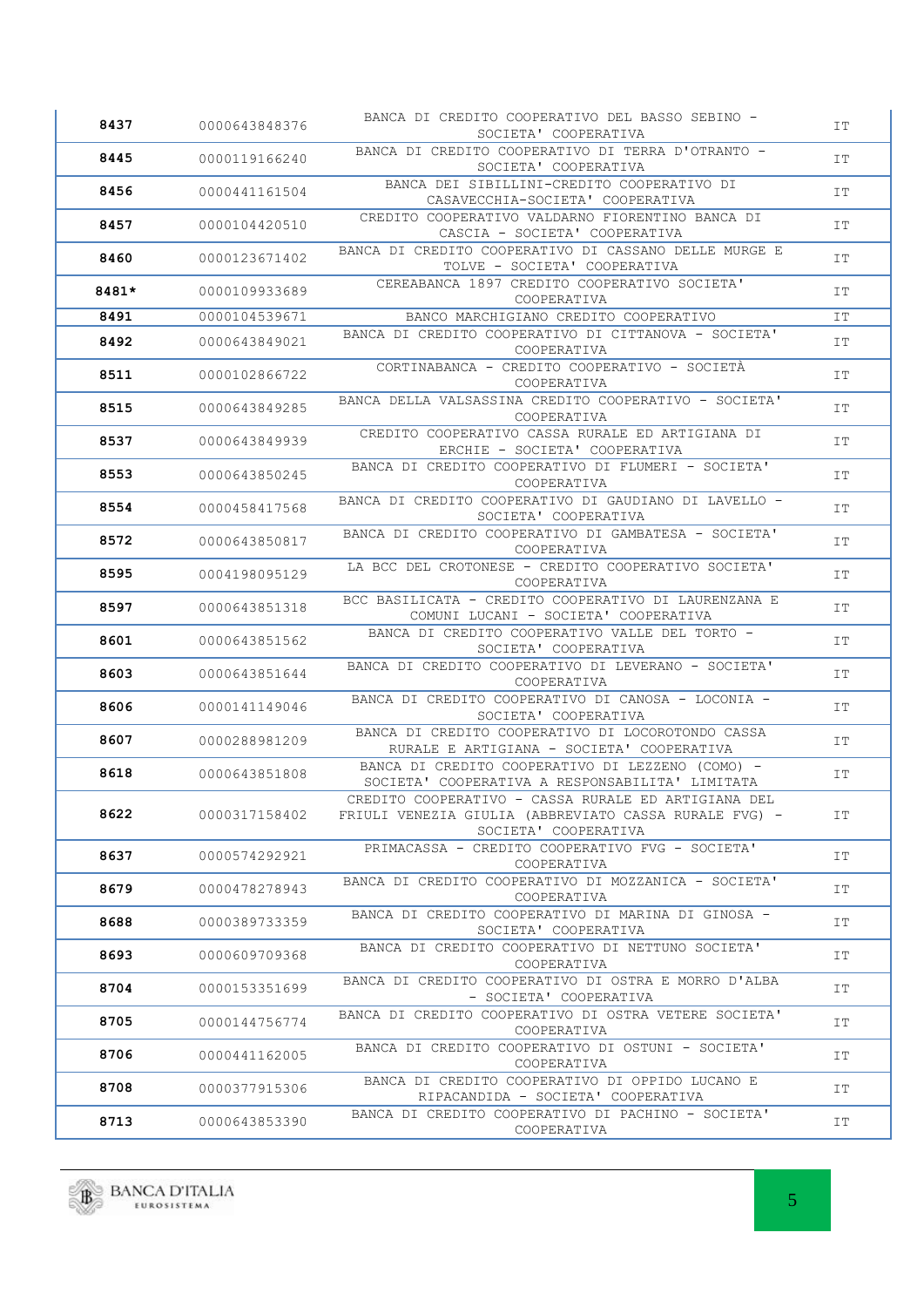| | | | |
|---|---|---|---|
| **8437** | 0000643848376 | BANCA DI CREDITO COOPERATIVO DEL BASSO SEBINO - SOCIETA' COOPERATIVA | IT |
| **8445** | 0000119166240 | BANCA DI CREDITO COOPERATIVO DI TERRA D'OTRANTO - SOCIETA' COOPERATIVA | IT |
| **8456** | 0000441161504 | BANCA DEI SIBILLINI-CREDITO COOPERATIVO DI CASAVECCHIA-SOCIETA' COOPERATIVA | IT |
| **8457** | 0000104420510 | CREDITO COOPERATIVO VALDARNO FIORENTINO BANCA DI CASCIA - SOCIETA' COOPERATIVA | IT |
| **8460** | 0000123671402 | BANCA DI CREDITO COOPERATIVO DI CASSANO DELLE MURGE E TOLVE - SOCIETA' COOPERATIVA | IT |
| **8481*** | 0000109933689 | CEREABANCA 1897 CREDITO COOPERATIVO SOCIETA' COOPERATIVA | IT |
| **8491** | 0000104539671 | BANCO MARCHIGIANO CREDITO COOPERATIVO | IT |
| **8492** | 0000643849021 | BANCA DI CREDITO COOPERATIVO DI CITTANOVA - SOCIETA' COOPERATIVA | IT |
| **8511** | 0000102866722 | CORTINABANCA - CREDITO COOPERATIVO - SOCIETÀ COOPERATIVA | IT |
| **8515** | 0000643849285 | BANCA DELLA VALSASSINA CREDITO COOPERATIVO - SOCIETA' COOPERATIVA | IT |
| **8537** | 0000643849939 | CREDITO COOPERATIVO CASSA RURALE ED ARTIGIANA DI ERCHIE - SOCIETA' COOPERATIVA | IT |
| **8553** | 0000643850245 | BANCA DI CREDITO COOPERATIVO DI FLUMERI - SOCIETA' COOPERATIVA | IT |
| **8554** | 0000458417568 | BANCA DI CREDITO COOPERATIVO DI GAUDIANO DI LAVELLO - SOCIETA' COOPERATIVA | IT |
| **8572** | 0000643850817 | BANCA DI CREDITO COOPERATIVO DI GAMBATESA - SOCIETA' COOPERATIVA | IT |
| **8595** | 0004198095129 | LA BCC DEL CROTONESE - CREDITO COOPERATIVO SOCIETA' COOPERATIVA | IT |
| **8597** | 0000643851318 | BCC BASILICATA - CREDITO COOPERATIVO DI LAURENZANA E COMUNI LUCANI - SOCIETA' COOPERATIVA | IT |
| **8601** | 0000643851562 | BANCA DI CREDITO COOPERATIVO VALLE DEL TORTO - SOCIETA' COOPERATIVA | IT |
| **8603** | 0000643851644 | BANCA DI CREDITO COOPERATIVO DI LEVERANO - SOCIETA' COOPERATIVA | IT |
| **8606** | 0000141149046 | BANCA DI CREDITO COOPERATIVO DI CANOSA - LOCONIA - SOCIETA' COOPERATIVA | IT |
| **8607** | 0000288981209 | BANCA DI CREDITO COOPERATIVO DI LOCOROTONDO CASSA RURALE E ARTIGIANA - SOCIETA' COOPERATIVA | IT |
| **8618** | 0000643851808 | BANCA DI CREDITO COOPERATIVO DI LEZZENO (COMO) - SOCIETA' COOPERATIVA A RESPONSABILITA' LIMITATA | IT |
| **8622** | 0000317158402 | CREDITO COOPERATIVO - CASSA RURALE ED ARTIGIANA DEL FRIULI VENEZIA GIULIA (ABBREVIATO CASSA RURALE FVG) - SOCIETA' COOPERATIVA | IT |
| **8637** | 0000574292921 | PRIMACASSA - CREDITO COOPERATIVO FVG - SOCIETA' COOPERATIVA | IT |
| **8679** | 0000478278943 | BANCA DI CREDITO COOPERATIVO DI MOZZANICA - SOCIETA' COOPERATIVA | IT |
| **8688** | 0000389733359 | BANCA DI CREDITO COOPERATIVO DI MARINA DI GINOSA - SOCIETA' COOPERATIVA | IT |
| **8693** | 0000609709368 | BANCA DI CREDITO COOPERATIVO DI NETTUNO SOCIETA' COOPERATIVA | IT |
| **8704** | 0000153351699 | BANCA DI CREDITO COOPERATIVO DI OSTRA E MORRO D'ALBA - SOCIETA' COOPERATIVA | IT |
| **8705** | 0000144756774 | BANCA DI CREDITO COOPERATIVO DI OSTRA VETERE SOCIETA' COOPERATIVA | IT |
| **8706** | 0000441162005 | BANCA DI CREDITO COOPERATIVO DI OSTUNI - SOCIETA' COOPERATIVA | IT |
| **8708** | 0000377915306 | BANCA DI CREDITO COOPERATIVO DI OPPIDO LUCANO E RIPACANDIDA - SOCIETA' COOPERATIVA | IT |
| **8713** | 0000643853390 | BANCA DI CREDITO COOPERATIVO DI PACHINO - SOCIETA' COOPERATIVA | IT |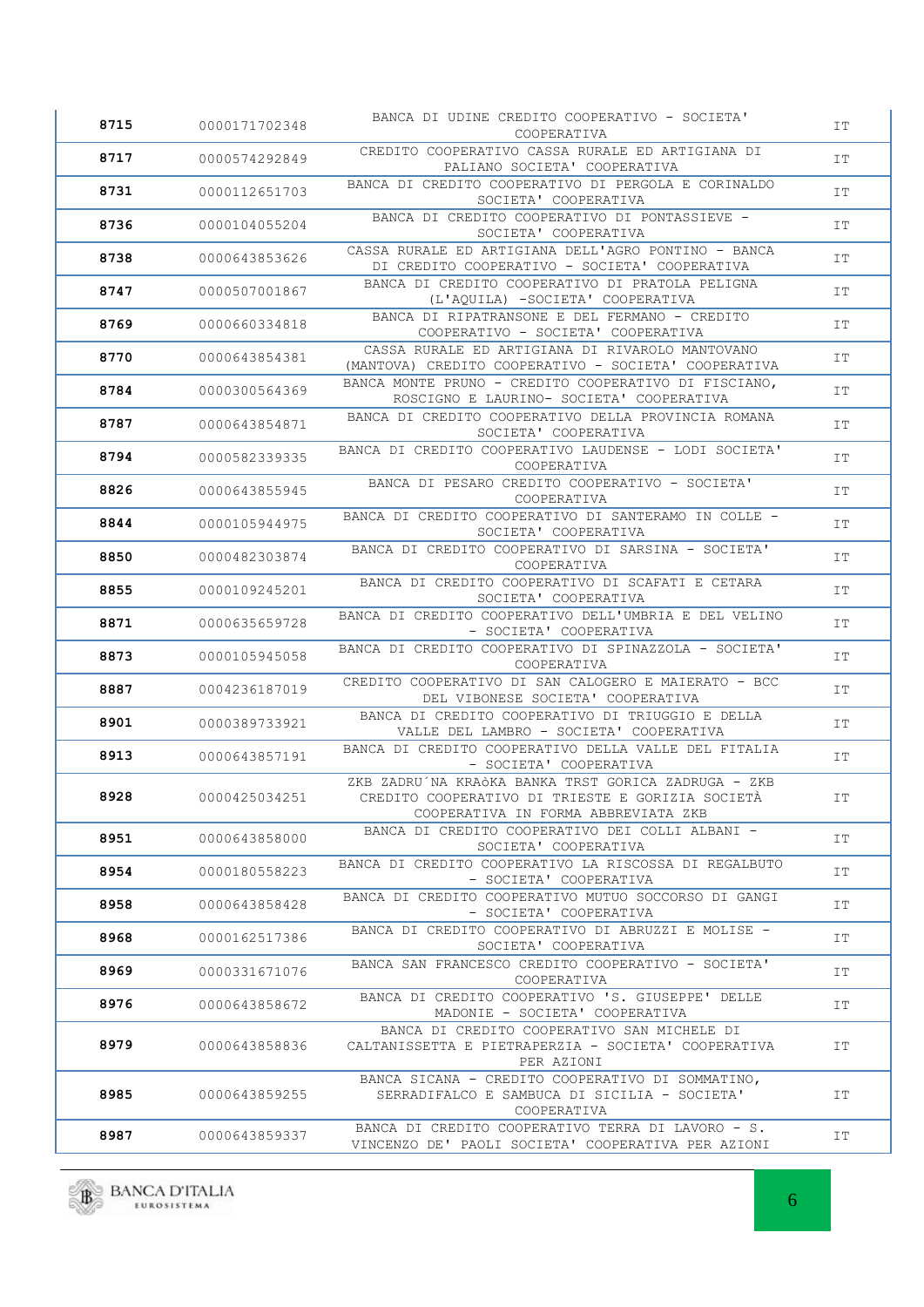| | | | |
|---|---|---|---|
| **8715** | 0000171702348 | BANCA DI UDINE CREDITO COOPERATIVO - SOCIETA' COOPERATIVA | IT |
| **8717** | 0000574292849 | CREDITO COOPERATIVO CASSA RURALE ED ARTIGIANA DI PALIANO SOCIETA' COOPERATIVA | IT |
| **8731** | 0000112651703 | BANCA DI CREDITO COOPERATIVO DI PERGOLA E CORINALDO SOCIETA' COOPERATIVA | IT |
| **8736** | 0000104055204 | BANCA DI CREDITO COOPERATIVO DI PONTASSIEVE - SOCIETA' COOPERATIVA | IT |
| **8738** | 0000643853626 | CASSA RURALE ED ARTIGIANA DELL'AGRO PONTINO - BANCA DI CREDITO COOPERATIVO - SOCIETA' COOPERATIVA | IT |
| **8747** | 0000507001867 | BANCA DI CREDITO COOPERATIVO DI PRATOLA PELIGNA (L'AQUILA) -SOCIETA' COOPERATIVA | IT |
| **8769** | 0000660334818 | BANCA DI RIPATRANSONE E DEL FERMANO - CREDITO COOPERATIVO - SOCIETA' COOPERATIVA | IT |
| **8770** | 0000643854381 | CASSA RURALE ED ARTIGIANA DI RIVAROLO MANTOVANO (MANTOVA) CREDITO COOPERATIVO - SOCIETA' COOPERATIVA | IT |
| **8784** | 0000300564369 | BANCA MONTE PRUNO - CREDITO COOPERATIVO DI FISCIANO, ROSCIGNO E LAURINO- SOCIETA' COOPERATIVA | IT |
| **8787** | 0000643854871 | BANCA DI CREDITO COOPERATIVO DELLA PROVINCIA ROMANA SOCIETA' COOPERATIVA | IT |
| **8794** | 0000582339335 | BANCA DI CREDITO COOPERATIVO LAUDENSE - LODI SOCIETA' COOPERATIVA | IT |
| **8826** | 0000643855945 | BANCA DI PESARO CREDITO COOPERATIVO - SOCIETA' COOPERATIVA | IT |
| **8844** | 0000105944975 | BANCA DI CREDITO COOPERATIVO DI SANTERAMO IN COLLE - SOCIETA' COOPERATIVA | IT |
| **8850** | 0000482303874 | BANCA DI CREDITO COOPERATIVO DI SARSINA - SOCIETA' COOPERATIVA | IT |
| **8855** | 0000109245201 | BANCA DI CREDITO COOPERATIVO DI SCAFATI E CETARA SOCIETA' COOPERATIVA | IT |
| **8871** | 0000635659728 | BANCA DI CREDITO COOPERATIVO DELL'UMBRIA E DEL VELINO - SOCIETA' COOPERATIVA | IT |
| **8873** | 0000105945058 | BANCA DI CREDITO COOPERATIVO DI SPINAZZOLA - SOCIETA' COOPERATIVA | IT |
| **8887** | 0004236187019 | CREDITO COOPERATIVO DI SAN CALOGERO E MAIERATO - BCC DEL VIBONESE SOCIETA' COOPERATIVA | IT |
| **8901** | 0000389733921 | BANCA DI CREDITO COOPERATIVO DI TRIUGGIO E DELLA VALLE DEL LAMBRO - SOCIETA' COOPERATIVA | IT |
| **8913** | 0000643857191 | BANCA DI CREDITO COOPERATIVO DELLA VALLE DEL FITALIA - SOCIETA' COOPERATIVA | IT |
| **8928** | 0000425034251 | ZKB ZADRU´NA KRAòKA BANKA TRST GORICA ZADRUGA - ZKB CREDITO COOPERATIVO DI TRIESTE E GORIZIA SOCIETÀ COOPERATIVA IN FORMA ABBREVIATA ZKB | IT |
| **8951** | 0000643858000 | BANCA DI CREDITO COOPERATIVO DEI COLLI ALBANI - SOCIETA' COOPERATIVA | IT |
| **8954** | 0000180558223 | BANCA DI CREDITO COOPERATIVO LA RISCOSSA DI REGALBUTO - SOCIETA' COOPERATIVA | IT |
| **8958** | 0000643858428 | BANCA DI CREDITO COOPERATIVO MUTUO SOCCORSO DI GANGI - SOCIETA' COOPERATIVA | IT |
| **8968** | 0000162517386 | BANCA DI CREDITO COOPERATIVO DI ABRUZZI E MOLISE - SOCIETA' COOPERATIVA | IT |
| **8969** | 0000331671076 | BANCA SAN FRANCESCO CREDITO COOPERATIVO - SOCIETA' COOPERATIVA | IT |
| **8976** | 0000643858672 | BANCA DI CREDITO COOPERATIVO 'S. GIUSEPPE' DELLE MADONIE - SOCIETA' COOPERATIVA | IT |
| **8979** | 0000643858836 | BANCA DI CREDITO COOPERATIVO SAN MICHELE DI CALTANISSETTA E PIETRAPERZIA - SOCIETA' COOPERATIVA PER AZIONI | IT |
| **8985** | 0000643859255 | BANCA SICANA - CREDITO COOPERATIVO DI SOMMATINO, SERRADIFALCO E SAMBUCA DI SICILIA - SOCIETA' COOPERATIVA | IT |
| **8987** | 0000643859337 | BANCA DI CREDITO COOPERATIVO TERRA DI LAVORO - S. VINCENZO DE' PAOLI SOCIETA' COOPERATIVA PER AZIONI | IT |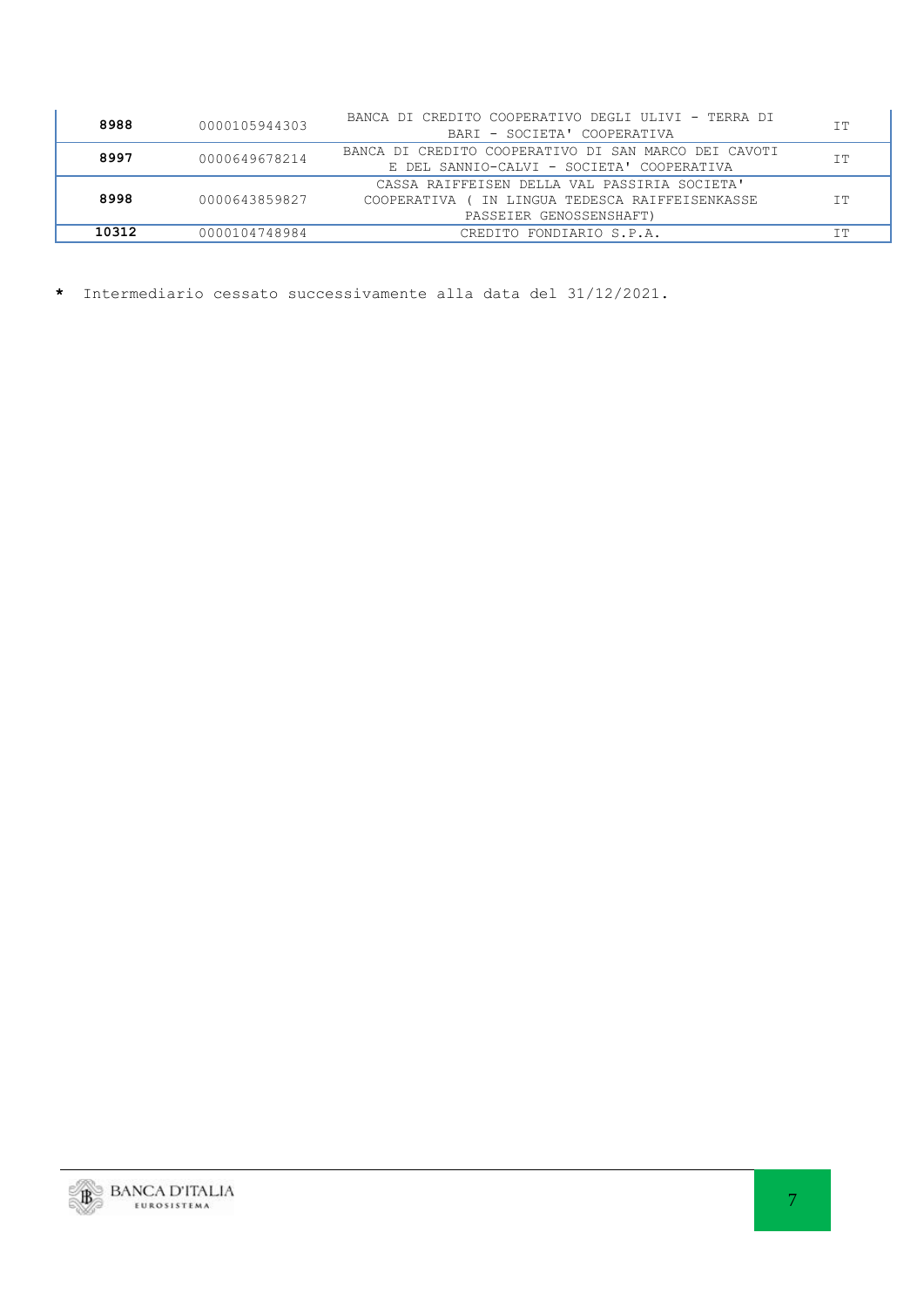| | | | |
|---|---|---|---|
| **8988** | 0000105944303 | BANCA DI CREDITO COOPERATIVO DEGLI ULIVI - TERRA DI BARI - SOCIETA' COOPERATIVA | IT |
| **8997** | 0000649678214 | BANCA DI CREDITO COOPERATIVO DI SAN MARCO DEI CAVOTI E DEL SANNIO-CALVI - SOCIETA' COOPERATIVA | IT |
| **8998** | 0000643859827 | CASSA RAIFFEISEN DELLA VAL PASSIRIA SOCIETA' COOPERATIVA ( IN LINGUA TEDESCA RAIFFEISENKASSE PASSEIER GENOSSENSHAFT) | IT |
| **10312** | 0000104748984 | CREDITO FONDIARIO S.P.A. | IT |

**\*** Intermediario cessato successivamente alla data del 31/12/2021.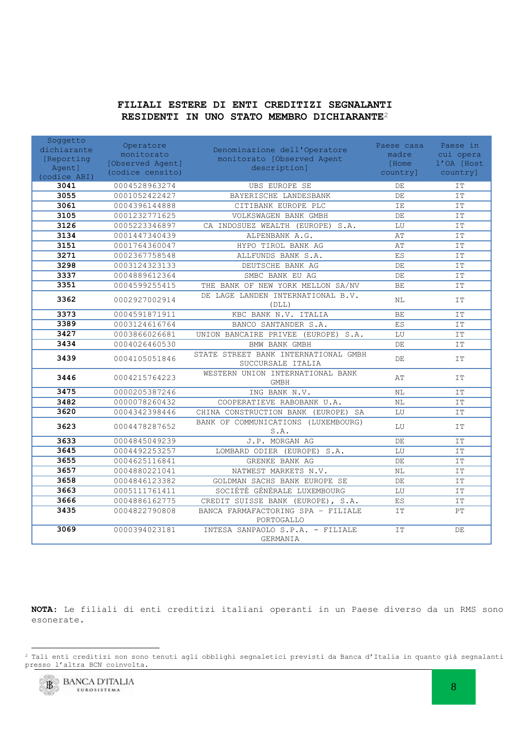## FILIALI ESTERE DI ENTI CREDITIZI SEGNALANTI RESIDENTI IN UNO STATO MEMBRO DICHIARANTE[2]

| Soggetto dichiarante [Reporting Agent] (codice ABI) | Operatore monitorato [Observed Agent] (codice censito) | Denominazione dell'Operatore monitorato [Observed Agent description] | Paese casa madre [Home country] | Paese in cui opera l'OA [Host country] |
|---|---|---|---|---|
| **3041** | 0004528963274 | UBS EUROPE SE | DE | IT |
| **3055** | 0001052422427 | BAYERISCHE LANDESBANK | DE | IT |
| **3061** | 0004396144888 | CITIBANK EUROPE PLC | IE | IT |
| **3105** | 0001232771625 | VOLKSWAGEN BANK GMBH | DE | IT |
| **3126** | 0005223346897 | CA INDOSUEZ WEALTH (EUROPE) S.A. | LU | IT |
| **3134** | 0001447340439 | ALPENBANK A.G. | AT | IT |
| **3151** | 0001764360047 | HYPO TIROL BANK AG | AT | IT |
| **3271** | 0002367758548 | ALLFUNDS BANK S.A. | ES | IT |
| **3298** | 0003124323133 | DEUTSCHE BANK AG | DE | IT |
| **3337** | 0004889612364 | SMBC BANK EU AG | DE | IT |
| **3351** | 0004599255415 | THE BANK OF NEW YORK MELLON SA/NV | BE | IT |
| **3362** | 0002927002914 | DE LAGE LANDEN INTERNATIONAL B.V. (DLL) | NL | IT |
| **3373** | 0004591871911 | KBC BANK N.V. ITALIA | BE | IT |
| **3389** | 0003124616764 | BANCO SANTANDER S.A. | ES | IT |
| **3427** | 0003866026681 | UNION BANCAIRE PRIVEE (EUROPE) S.A. | LU | IT |
| **3434** | 0004026460530 | BMW BANK GMBH | DE | IT |
| **3439** | 0004105051846 | STATE STREET BANK INTERNATIONAL GMBH SUCCURSALE ITALIA | DE | IT |
| **3446** | 0004215764223 | WESTERN UNION INTERNATIONAL BANK GMBH | AT | IT |
| **3475** | 0000205387246 | ING BANK N.V. | NL | IT |
| **3482** | 0000078260432 | COOPERATIEVE RABOBANK U.A. | NL | IT |
| **3620** | 0004342398446 | CHINA CONSTRUCTION BANK (EUROPE) SA | LU | IT |
| **3623** | 0004478287652 | BANK OF COMMUNICATIONS (LUXEMBOURG) S.A. | LU | IT |
| **3633** | 0004845049239 | J.P. MORGAN AG | DE | IT |
| **3645** | 0004492253257 | LOMBARD ODIER (EUROPE) S.A. | LU | IT |
| **3655** | 0004625116841 | GRENKE BANK AG | DE | IT |
| **3657** | 0004880221041 | NATWEST MARKETS N.V. | NL | IT |
| **3658** | 0004846123382 | GOLDMAN SACHS BANK EUROPE SE | DE | IT |
| **3663** | 0005111761411 | SOCIÉTÉ GÉNÉRALE LUXEMBOURG | LU | IT |
| **3666** | 0004886162775 | CREDIT SUISSE BANK (EUROPE), S.A. | ES | IT |
| **3435** | 0004822790808 | BANCA FARMAFACTORING SPA - FILIALE PORTOGALLO | IT | PT |
| **3069** | 0000394023181 | INTESA SANPAOLO S.P.A. - FILIALE GERMANIA | IT | DE |

**NOTA:** Le filiali di enti creditizi italiani operanti in un Paese diverso da un RMS sono esonerate.

[2] Tali enti creditizi non sono tenuti agli obblighi segnaletici previsti da Banca d'Italia in quanto già segnalanti presso l'altra BCN coinvolta.